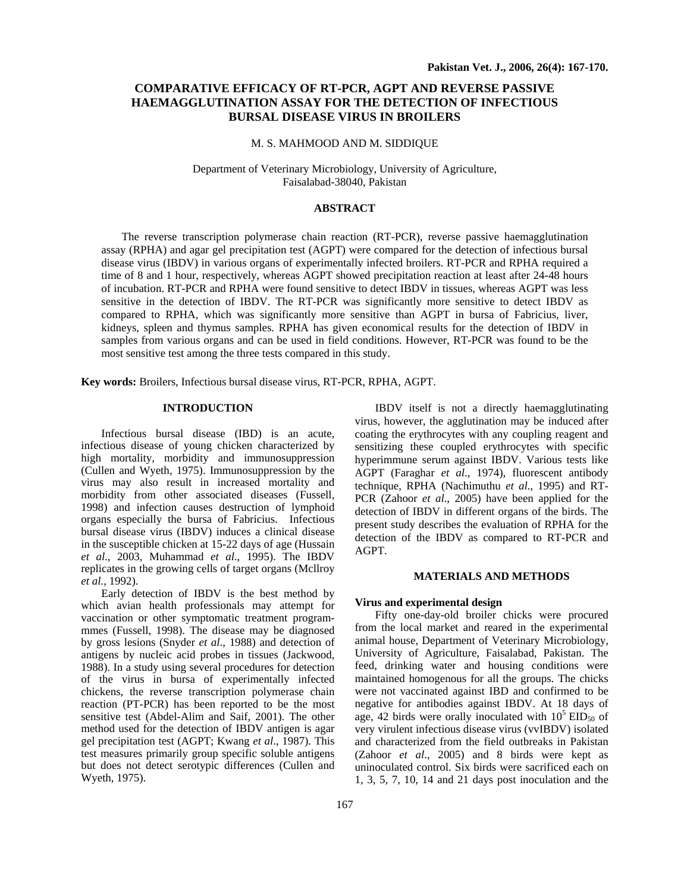# COMPARATIVE EFFICACY OF RT-PCR, AGPT AND REVERSE PASSIVE HAEMAGGLUTINATION ASSAY FOR THE DETECTION OF INFECTIOUS BURSAL DISEASE VIRUS IN BROILERS

M. S. MAHMOOD AND M. SIDDIQUE

Department of Veterinary Microbiology, University of Agriculture, Faisalabad-38040, Pakistan

## ABSTRACT

The reverse transcription polymerase chain reaction (RT-PCR), reverse passive haemagglutination assay (RPHA) and agar gel precipitation test (AGPT) were compared for the detection of infectious bursal disease virus (IBDV) in various organs of experimentally infected broilers. RT-PCR and RPHA required a time of 8 and 1 hour, respectively, whereas AGPT showed precipitation reaction at least after 24-48 hours of incubation. RT-PCR and RPHA were found sensitive to detect IBDV in tissues, whereas AGPT was less sensitive in the detection of IBDV. The RT-PCR was significantly more sensitive to detect IBDV as compared to RPHA, which was significantly more sensitive than AGPT in bursa of Fabricius, liver, kidneys, spleen and thymus samples. RPHA has given economical results for the detection of IBDV in samples from various organs and can be used in field conditions. However, RT-PCR was found to be the most sensitive test among the three tests compared in this study.

**Key words:** Broilers, Infectious bursal disease virus, RT-PCR, RPHA, AGPT.

## INTRODUCTION

Infectious bursal disease (IBD) is an acute, infectious disease of young chicken characterized by high mortality, morbidity and immunosuppression (Cullen and Wyeth, 1975). Immunosuppression by the virus may also result in increased mortality and morbidity from other associated diseases (Fussell, 1998) and infection causes destruction of lymphoid organs especially the bursa of Fabricius. Infectious bursal disease virus (IBDV) induces a clinical disease in the susceptible chicken at 15-22 days of age (Hussain *et al*., 2003, Muhammad *et al*., 1995). The IBDV replicates in the growing cells of target organs (Mcllroy *et al.,* 1992).

Early detection of IBDV is the best method by which avian health professionals may attempt for vaccination or other symptomatic treatment programmes (Fussell, 1998). The disease may be diagnosed by gross lesions (Snyder *et al*., 1988) and detection of antigens by nucleic acid probes in tissues (Jackwood, 1988). In a study using several procedures for detection of the virus in bursa of experimentally infected chickens, the reverse transcription polymerase chain reaction (PT-PCR) has been reported to be the most sensitive test (Abdel-Alim and Saif, 2001). The other method used for the detection of IBDV antigen is agar gel precipitation test (AGPT; Kwang *et al*., 1987). This test measures primarily group specific soluble antigens but does not detect serotypic differences (Cullen and Wyeth, 1975).

IBDV itself is not a directly haemagglutinating virus, however, the agglutination may be induced after coating the erythrocytes with any coupling reagent and sensitizing these coupled erythrocytes with specific hyperimmune serum against IBDV. Various tests like AGPT (Faraghar *et al*., 1974), fluorescent antibody technique, RPHA (Nachimuthu *et al*., 1995) and RT-PCR (Zahoor *et al*., 2005) have been applied for the detection of IBDV in different organs of the birds. The present study describes the evaluation of RPHA for the detection of the IBDV as compared to RT-PCR and AGPT.

## MATERIALS AND METHODS

### Virus and experimental design

Fifty one-day-old broiler chicks were procured from the local market and reared in the experimental animal house, Department of Veterinary Microbiology, University of Agriculture, Faisalabad, Pakistan. The feed, drinking water and housing conditions were maintained homogenous for all the groups. The chicks were not vaccinated against IBD and confirmed to be negative for antibodies against IBDV. At 18 days of age, 42 birds were orally inoculated with $10^5$ $EID_{50}$ of very virulent infectious disease virus (vvIBDV) isolated and characterized from the field outbreaks in Pakistan (Zahoor *et al*., 2005) and 8 birds were kept as uninoculated control. Six birds were sacrificed each on 1, 3, 5, 7, 10, 14 and 21 days post inoculation and the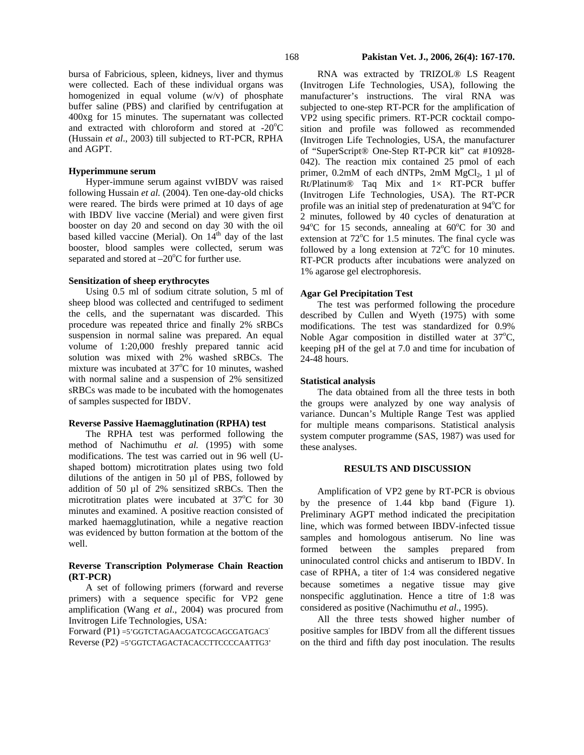bursa of Fabricious, spleen, kidneys, liver and thymus were collected. Each of these individual organs was homogenized in equal volume (w/v) of phosphate buffer saline (PBS) and clarified by centrifugation at 400xg for 15 minutes. The supernatant was collected and extracted with chloroform and stored at -20°C (Hussain *et al*., 2003) till subjected to RT-PCR, RPHA and AGPT.

### Hyperimmune serum

Hyper-immune serum against vvIBDV was raised following Hussain *et al.* (2004). Ten one-day-old chicks were reared. The birds were primed at 10 days of age with IBDV live vaccine (Merial) and were given first booster on day 20 and second on day 30 with the oil based killed vaccine (Merial). On 14th day of the last booster, blood samples were collected, serum was separated and stored at –20°C for further use.

### Sensitization of sheep erythrocytes

Using 0.5 ml of sodium citrate solution, 5 ml of sheep blood was collected and centrifuged to sediment the cells, and the supernatant was discarded. This procedure was repeated thrice and finally 2% sRBCs suspension in normal saline was prepared. An equal volume of 1:20,000 freshly prepared tannic acid solution was mixed with 2% washed sRBCs. The mixture was incubated at 37°C for 10 minutes, washed with normal saline and a suspension of 2% sensitized sRBCs was made to be incubated with the homogenates of samples suspected for IBDV.

### Reverse Passive Haemagglutination (RPHA) test

The RPHA test was performed following the method of Nachimuthu *et al.* (1995) with some modifications. The test was carried out in 96 well (U-shaped bottom) microtitration plates using two fold dilutions of the antigen in 50 µl of PBS, followed by addition of 50 µl of 2% sensitized sRBCs. Then the microtitration plates were incubated at 37°C for 30 minutes and examined. A positive reaction consisted of marked haemagglutination, while a negative reaction was evidenced by button formation at the bottom of the well.

### Reverse Transcription Polymerase Chain Reaction (RT-PCR)

A set of following primers (forward and reverse primers) with a sequence specific for VP2 gene amplification (Wang *et al*., 2004) was procured from Invitrogen Life Technologies, USA:

Forward (P1) =5'GGTCTAGAACGATCGCAGCGATGAC3'
Reverse (P2) =5'GGTCTAGACTACACCTTCCCCAATTG3'

RNA was extracted by TRIZOL® LS Reagent (Invitrogen Life Technologies, USA), following the manufacturer's instructions. The viral RNA was subjected to one-step RT-PCR for the amplification of VP2 using specific primers. RT-PCR cocktail composition and profile was followed as recommended (Invitrogen Life Technologies, USA, the manufacturer of "SuperScript® One-Step RT-PCR kit" cat #10928-042). The reaction mix contained 25 pmol of each primer, 0.2mM of each dNTPs, 2mM $MgCl_2$, 1 µl of Rt/Platinum® Taq Mix and 1× RT-PCR buffer (Invitrogen Life Technologies, USA). The RT-PCR profile was an initial step of predenaturation at 94°C for 2 minutes, followed by 40 cycles of denaturation at 94°C for 15 seconds, annealing at 60°C for 30 and extension at 72°C for 1.5 minutes. The final cycle was followed by a long extension at 72°C for 10 minutes. RT-PCR products after incubations were analyzed on 1% agarose gel electrophoresis.

### Agar Gel Precipitation Test

The test was performed following the procedure described by Cullen and Wyeth (1975) with some modifications. The test was standardized for 0.9% Noble Agar composition in distilled water at 37°C, keeping pH of the gel at 7.0 and time for incubation of 24-48 hours.

### Statistical analysis

The data obtained from all the three tests in both the groups were analyzed by one way analysis of variance. Duncan's Multiple Range Test was applied for multiple means comparisons. Statistical analysis system computer programme (SAS, 1987) was used for these analyses.

## RESULTS AND DISCUSSION

Amplification of VP2 gene by RT-PCR is obvious by the presence of 1.44 kbp band (Figure 1). Preliminary AGPT method indicated the precipitation line, which was formed between IBDV-infected tissue samples and homologous antiserum. No line was formed between the samples prepared from uninoculated control chicks and antiserum to IBDV. In case of RPHA, a titer of 1:4 was considered negative because sometimes a negative tissue may give nonspecific agglutination. Hence a titre of 1:8 was considered as positive (Nachimuthu *et al*., 1995).

All the three tests showed higher number of positive samples for IBDV from all the different tissues on the third and fifth day post inoculation. The results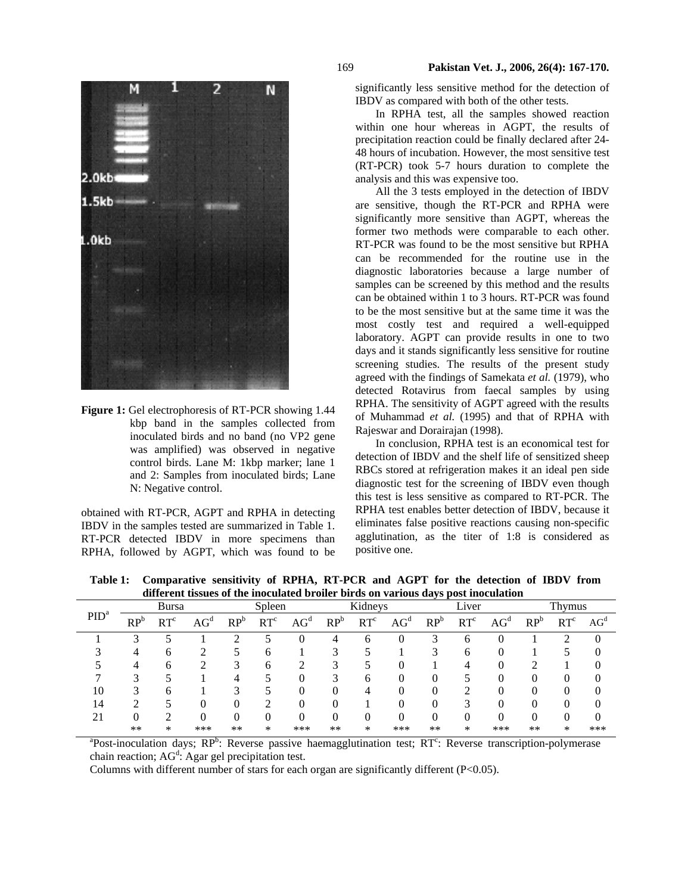**Figure 1:** Gel electrophoresis of RT-PCR showing 1.44 kbp band in the samples collected from inoculated birds and no band (no VP2 gene was amplified) was observed in negative control birds. Lane M: 1kbp marker; lane 1 and 2: Samples from inoculated birds; Lane N: Negative control.

obtained with RT-PCR, AGPT and RPHA in detecting IBDV in the samples tested are summarized in Table 1. RT-PCR detected IBDV in more specimens than RPHA, followed by AGPT, which was found to be significantly less sensitive method for the detection of IBDV as compared with both of the other tests.

In RPHA test, all the samples showed reaction within one hour whereas in AGPT, the results of precipitation reaction could be finally declared after 24-48 hours of incubation. However, the most sensitive test (RT-PCR) took 5-7 hours duration to complete the analysis and this was expensive too.

All the 3 tests employed in the detection of IBDV are sensitive, though the RT-PCR and RPHA were significantly more sensitive than AGPT, whereas the former two methods were comparable to each other. RT-PCR was found to be the most sensitive but RPHA can be recommended for the routine use in the diagnostic laboratories because a large number of samples can be screened by this method and the results can be obtained within 1 to 3 hours. RT-PCR was found to be the most sensitive but at the same time it was the most costly test and required a well-equipped laboratory. AGPT can provide results in one to two days and it stands significantly less sensitive for routine screening studies. The results of the present study agreed with the findings of Samekata *et al.* (1979), who detected Rotavirus from faecal samples by using RPHA. The sensitivity of AGPT agreed with the results of Muhammad *et al.* (1995) and that of RPHA with Rajeswar and Dorairajan (1998).

In conclusion, RPHA test is an economical test for detection of IBDV and the shelf life of sensitized sheep RBCs stored at refrigeration makes it an ideal pen side diagnostic test for the screening of IBDV even though this test is less sensitive as compared to RT-PCR. The RPHA test enables better detection of IBDV, because it eliminates false positive reactions causing non-specific agglutination, as the titer of 1:8 is considered as positive one.

**Table 1: Comparative sensitivity of RPHA, RT-PCR and AGPT for the detection of IBDV from different tissues of the inoculated broiler birds on various days post inoculation**

| PID[a] | Bursa | | | Spleen | | | Kidneys | | | Liver | | | Thymus | | |
|---|---|---|---|---|---|---|---|---|---|---|---|---|---|---|---|
| | RP[b] | RT[c] | AG[d] | RP[b] | RT[c] | AG[d] | RP[b] | RT[c] | AG[d] | RP[b] | RT[c] | AG[d] | RP[b] | RT[c] | AG[d] |
| 1 | 3 | 5 | 1 | 2 | 5 | 0 | 4 | 6 | 0 | 3 | 6 | 0 | 1 | 2 | 0 |
| 3 | 4 | 6 | 2 | 5 | 6 | 1 | 3 | 5 | 1 | 3 | 6 | 0 | 1 | 5 | 0 |
| 5 | 4 | 6 | 2 | 3 | 6 | 2 | 3 | 5 | 0 | 1 | 4 | 0 | 2 | 1 | 0 |
| 7 | 3 | 5 | 1 | 4 | 5 | 0 | 3 | 6 | 0 | 0 | 5 | 0 | 0 | 0 | 0 |
| 10 | 3 | 6 | 1 | 3 | 5 | 0 | 0 | 4 | 0 | 0 | 2 | 0 | 0 | 0 | 0 |
| 14 | 2 | 5 | 0 | 0 | 2 | 0 | 0 | 1 | 0 | 0 | 3 | 0 | 0 | 0 | 0 |
| 21 | 0 | 2 | 0 | 0 | 0 | 0 | 0 | 0 | 0 | 0 | 0 | 0 | 0 | 0 | 0 |
| | ** | * | *** | ** | * | *** | ** | * | *** | ** | * | *** | ** | * | *** |

[a]Post-inoculation days; RP[b]: Reverse passive haemagglutination test; RT[c]: Reverse transcription-polymerase chain reaction; AG[d]: Agar gel precipitation test.

Columns with different number of stars for each organ are significantly different ($P<0.05$).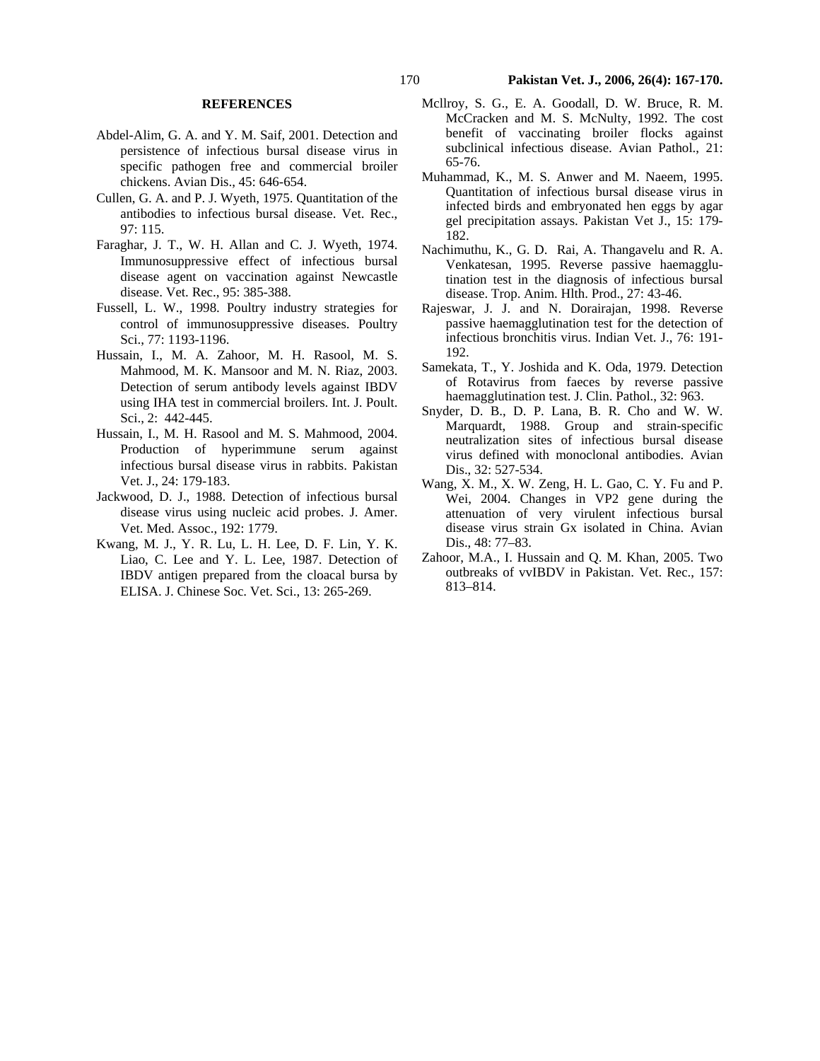## REFERENCES

Abdel-Alim, G. A. and Y. M. Saif, 2001. Detection and persistence of infectious bursal disease virus in specific pathogen free and commercial broiler chickens. Avian Dis., 45: 646-654.

Cullen, G. A. and P. J. Wyeth, 1975. Quantitation of the antibodies to infectious bursal disease. Vet. Rec., 97: 115.

Faraghar, J. T., W. H. Allan and C. J. Wyeth, 1974. Immunosuppressive effect of infectious bursal disease agent on vaccination against Newcastle disease. Vet. Rec., 95: 385-388.

Fussell, L. W., 1998. Poultry industry strategies for control of immunosuppressive diseases. Poultry Sci., 77: 1193-1196.

Hussain, I., M. A. Zahoor, M. H. Rasool, M. S. Mahmood, M. K. Mansoor and M. N. Riaz, 2003. Detection of serum antibody levels against IBDV using IHA test in commercial broilers. Int. J. Poult. Sci., 2: 442-445.

Hussain, I., M. H. Rasool and M. S. Mahmood, 2004. Production of hyperimmune serum against infectious bursal disease virus in rabbits. Pakistan Vet. J., 24: 179-183.

Jackwood, D. J., 1988. Detection of infectious bursal disease virus using nucleic acid probes. J. Amer. Vet. Med. Assoc., 192: 1779.

Kwang, M. J., Y. R. Lu, L. H. Lee, D. F. Lin, Y. K. Liao, C. Lee and Y. L. Lee, 1987. Detection of IBDV antigen prepared from the cloacal bursa by ELISA. J. Chinese Soc. Vet. Sci., 13: 265-269.

Mcllroy, S. G., E. A. Goodall, D. W. Bruce, R. M. McCracken and M. S. McNulty, 1992. The cost benefit of vaccinating broiler flocks against subclinical infectious disease. Avian Pathol., 21: 65-76.

Muhammad, K., M. S. Anwer and M. Naeem, 1995. Quantitation of infectious bursal disease virus in infected birds and embryonated hen eggs by agar gel precipitation assays. Pakistan Vet J., 15: 179-182.

Nachimuthu, K., G. D. Rai, A. Thangavelu and R. A. Venkatesan, 1995. Reverse passive haemagglutination test in the diagnosis of infectious bursal disease. Trop. Anim. Hlth. Prod., 27: 43-46.

Rajeswar, J. J. and N. Dorairajan, 1998. Reverse passive haemagglutination test for the detection of infectious bronchitis virus. Indian Vet. J., 76: 191-192.

Samekata, T., Y. Joshida and K. Oda, 1979. Detection of Rotavirus from faeces by reverse passive haemagglutination test. J. Clin. Pathol., 32: 963.

Snyder, D. B., D. P. Lana, B. R. Cho and W. W. Marquardt, 1988. Group and strain-specific neutralization sites of infectious bursal disease virus defined with monoclonal antibodies. Avian Dis., 32: 527-534.

Wang, X. M., X. W. Zeng, H. L. Gao, C. Y. Fu and P. Wei, 2004. Changes in VP2 gene during the attenuation of very virulent infectious bursal disease virus strain Gx isolated in China. Avian Dis., 48: 77–83.

Zahoor, M.A., I. Hussain and Q. M. Khan, 2005. Two outbreaks of vvIBDV in Pakistan. Vet. Rec., 157: 813–814.